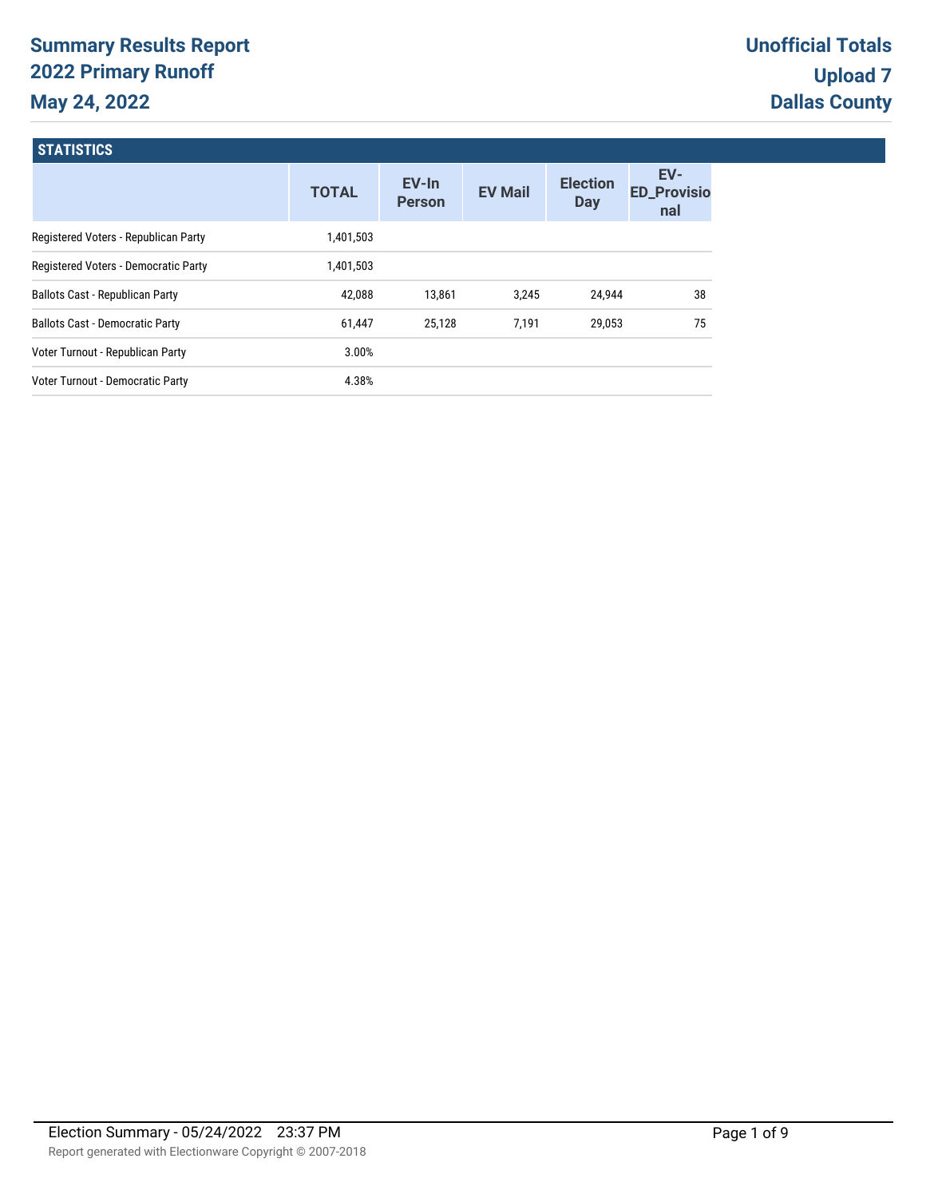# Summary Results Report
## 2022 Primary Runoff
## May 24, 2022

**Unofficial Totals**
**Upload 7**
**Dallas County**

## STATISTICS

| | TOTAL | EV-In Person | EV Mail | Election Day | EV-ED_Provisional |
|---|---|---|---|---|---|
| Registered Voters - Republican Party | 1,401,503 | | | | |
| Registered Voters - Democratic Party | 1,401,503 | | | | |
| Ballots Cast - Republican Party | 42,088 | 13,861 | 3,245 | 24,944 | 38 |
| Ballots Cast - Democratic Party | 61,447 | 25,128 | 7,191 | 29,053 | 75 |
| Voter Turnout - Republican Party | 3.00% | | | | |
| Voter Turnout - Democratic Party | 4.38% | | | | |

Election Summary - 05/24/2022 23:37 PM

Report generated with Electionware Copyright © 2007-2018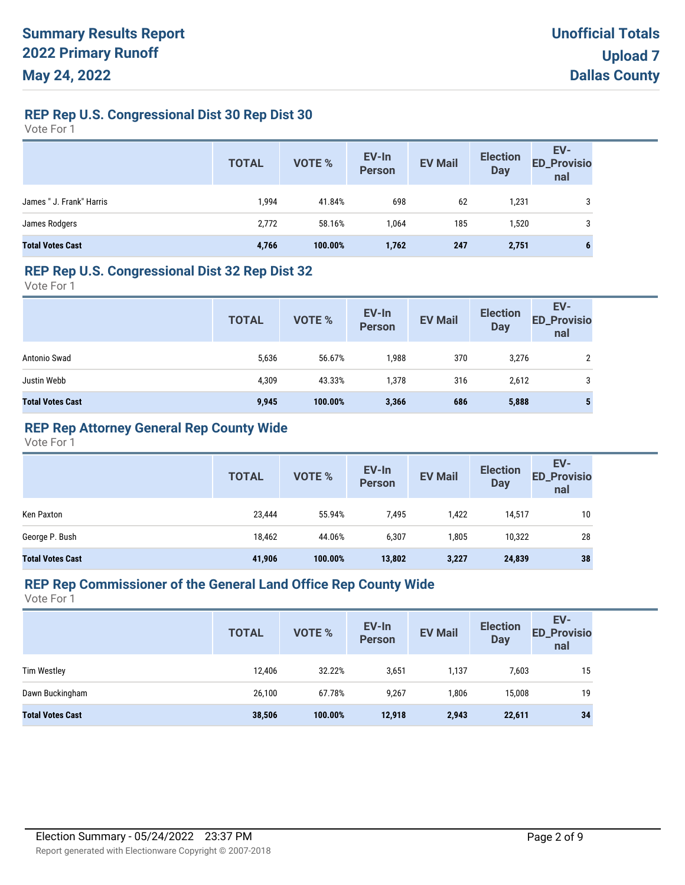# Summary Results Report
# 2022 Primary Runoff
# May 24, 2022

**Unofficial Totals**
**Upload 7**
**Dallas County**

## REP Rep U.S. Congressional Dist 30 Rep Dist 30

Vote For 1

| | TOTAL | VOTE % | EV-In Person | EV Mail | Election Day | EV-ED_Provisional |
|---|---|---|---|---|---|---|
| James " J. Frank" Harris | 1,994 | 41.84% | 698 | 62 | 1,231 | 3 |
| James Rodgers | 2,772 | 58.16% | 1,064 | 185 | 1,520 | 3 |
| **Total Votes Cast** | **4,766** | **100.00%** | **1,762** | **247** | **2,751** | **6** |

## REP Rep U.S. Congressional Dist 32 Rep Dist 32

Vote For 1

| | TOTAL | VOTE % | EV-In Person | EV Mail | Election Day | EV-ED_Provisional |
|---|---|---|---|---|---|---|
| Antonio Swad | 5,636 | 56.67% | 1,988 | 370 | 3,276 | 2 |
| Justin Webb | 4,309 | 43.33% | 1,378 | 316 | 2,612 | 3 |
| **Total Votes Cast** | **9,945** | **100.00%** | **3,366** | **686** | **5,888** | **5** |

## REP Rep Attorney General Rep County Wide

Vote For 1

| | TOTAL | VOTE % | EV-In Person | EV Mail | Election Day | EV-ED_Provisional |
|---|---|---|---|---|---|---|
| Ken Paxton | 23,444 | 55.94% | 7,495 | 1,422 | 14,517 | 10 |
| George P. Bush | 18,462 | 44.06% | 6,307 | 1,805 | 10,322 | 28 |
| **Total Votes Cast** | **41,906** | **100.00%** | **13,802** | **3,227** | **24,839** | **38** |

## REP Rep Commissioner of the General Land Office Rep County Wide

Vote For 1

| | TOTAL | VOTE % | EV-In Person | EV Mail | Election Day | EV-ED_Provisional |
|---|---|---|---|---|---|---|
| Tim Westley | 12,406 | 32.22% | 3,651 | 1,137 | 7,603 | 15 |
| Dawn Buckingham | 26,100 | 67.78% | 9,267 | 1,806 | 15,008 | 19 |
| **Total Votes Cast** | **38,506** | **100.00%** | **12,918** | **2,943** | **22,611** | **34** |

Election Summary - 05/24/2022 23:37 PM

Report generated with Electionware Copyright © 2007-2018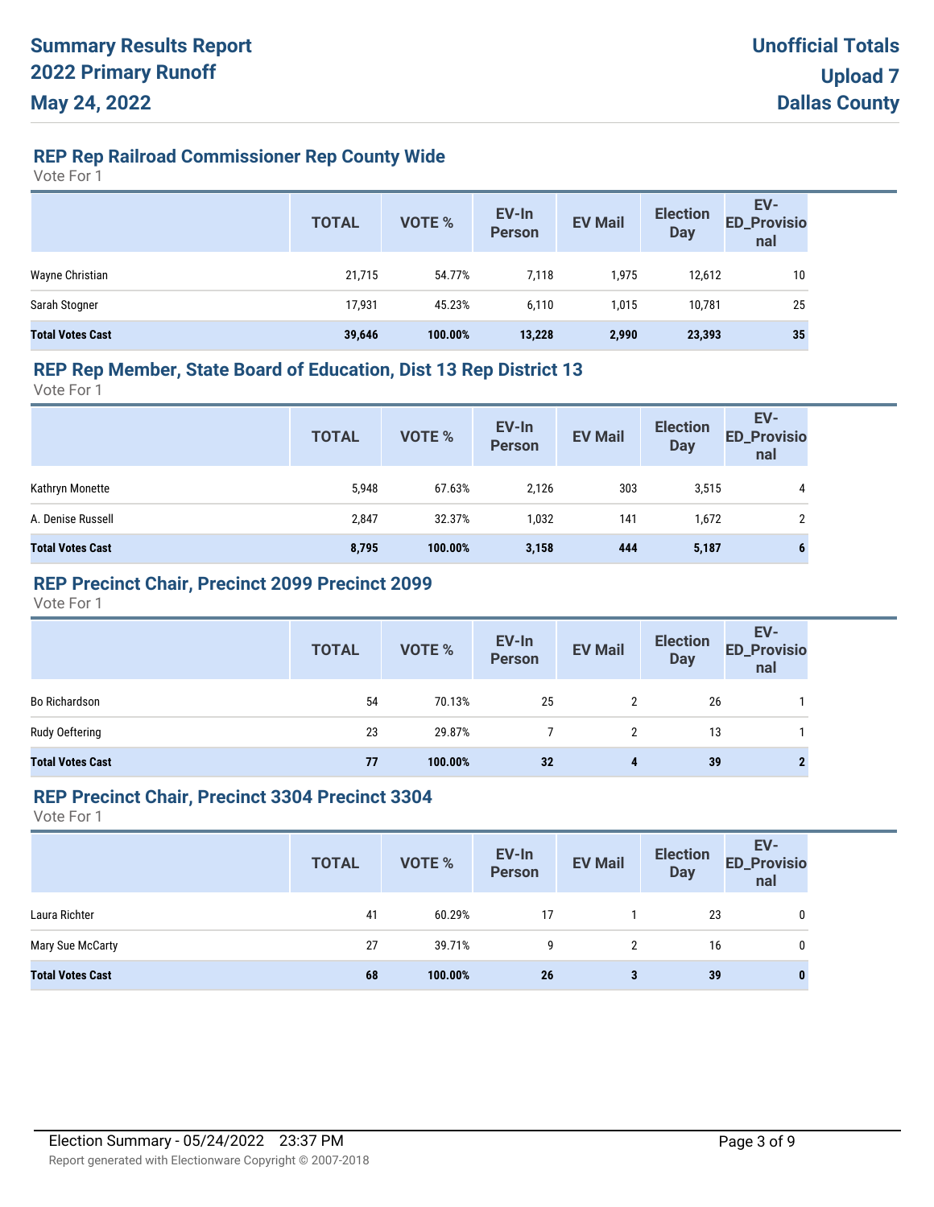# Summary Results Report
# 2022 Primary Runoff
# May 24, 2022

**Unofficial Totals**
**Upload 7**
**Dallas County**

## REP Rep Railroad Commissioner Rep County Wide

Vote For 1

| | TOTAL | VOTE % | EV-In Person | EV Mail | Election Day | EV-ED_Provisional |
|---|---|---|---|---|---|---|
| Wayne Christian | 21,715 | 54.77% | 7,118 | 1,975 | 12,612 | 10 |
| Sarah Stogner | 17,931 | 45.23% | 6,110 | 1,015 | 10,781 | 25 |
| **Total Votes Cast** | **39,646** | **100.00%** | **13,228** | **2,990** | **23,393** | **35** |

## REP Rep Member, State Board of Education, Dist 13 Rep District 13

Vote For 1

| | TOTAL | VOTE % | EV-In Person | EV Mail | Election Day | EV-ED_Provisional |
|---|---|---|---|---|---|---|
| Kathryn Monette | 5,948 | 67.63% | 2,126 | 303 | 3,515 | 4 |
| A. Denise Russell | 2,847 | 32.37% | 1,032 | 141 | 1,672 | 2 |
| **Total Votes Cast** | **8,795** | **100.00%** | **3,158** | **444** | **5,187** | **6** |

## REP Precinct Chair, Precinct 2099 Precinct 2099

Vote For 1

| | TOTAL | VOTE % | EV-In Person | EV Mail | Election Day | EV-ED_Provisional |
|---|---|---|---|---|---|---|
| Bo Richardson | 54 | 70.13% | 25 | 2 | 26 | 1 |
| Rudy Oeftering | 23 | 29.87% | 7 | 2 | 13 | 1 |
| **Total Votes Cast** | **77** | **100.00%** | **32** | **4** | **39** | **2** |

## REP Precinct Chair, Precinct 3304 Precinct 3304

Vote For 1

| | TOTAL | VOTE % | EV-In Person | EV Mail | Election Day | EV-ED_Provisional |
|---|---|---|---|---|---|---|
| Laura Richter | 41 | 60.29% | 17 | 1 | 23 | 0 |
| Mary Sue McCarty | 27 | 39.71% | 9 | 2 | 16 | 0 |
| **Total Votes Cast** | **68** | **100.00%** | **26** | **3** | **39** | **0** |

Election Summary - 05/24/2022 23:37 PM

Report generated with Electionware Copyright © 2007-2018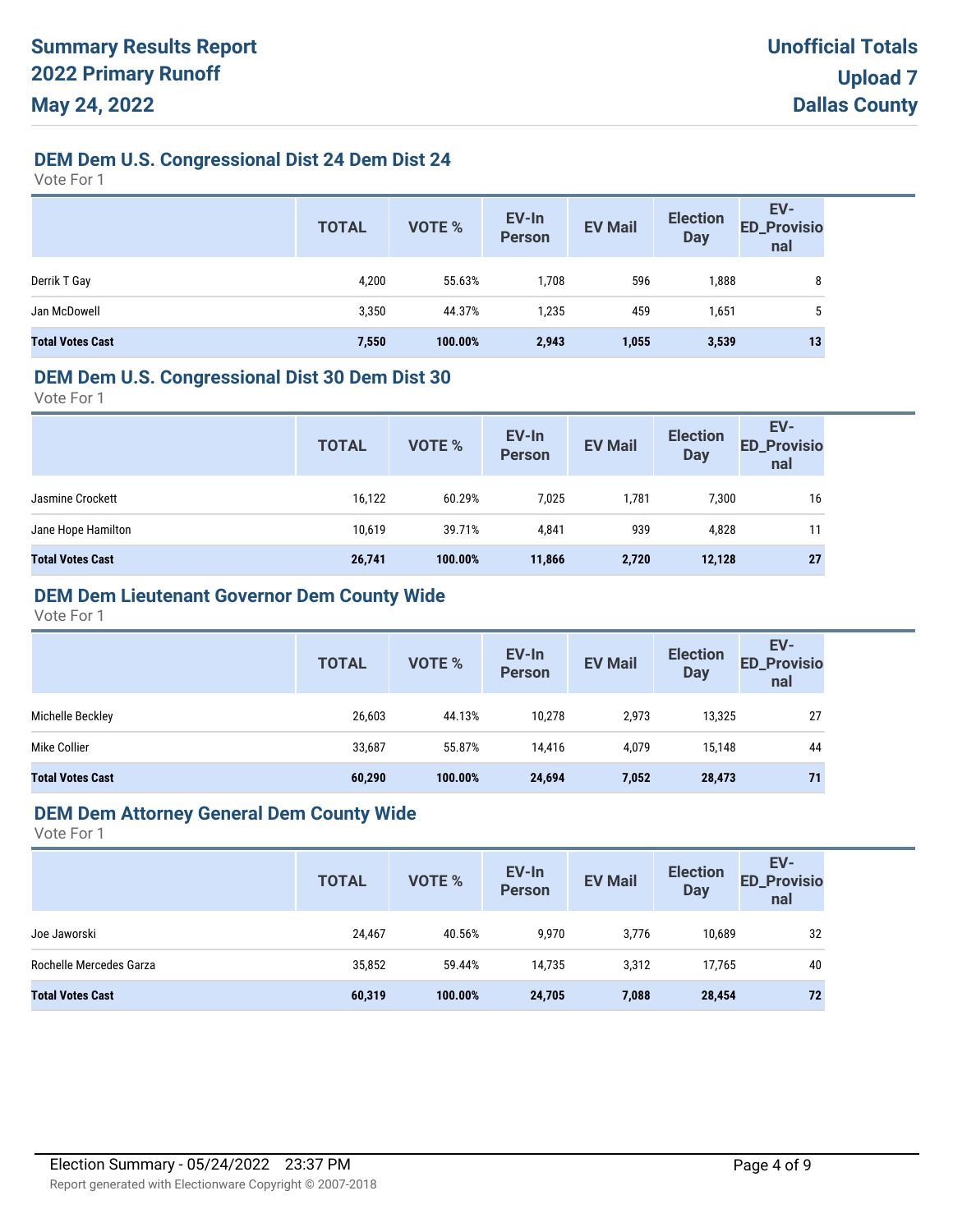## DEM Dem U.S. Congressional Dist 24 Dem Dist 24

Vote For 1

| | TOTAL | VOTE % | EV-In Person | EV Mail | Election Day | EV-ED_Provisional |
|---|---|---|---|---|---|---|
| Derrik T Gay | 4,200 | 55.63% | 1,708 | 596 | 1,888 | 8 |
| Jan McDowell | 3,350 | 44.37% | 1,235 | 459 | 1,651 | 5 |
| **Total Votes Cast** | **7,550** | **100.00%** | **2,943** | **1,055** | **3,539** | **13** |

## DEM Dem U.S. Congressional Dist 30 Dem Dist 30

Vote For 1

| | TOTAL | VOTE % | EV-In Person | EV Mail | Election Day | EV-ED_Provisional |
|---|---|---|---|---|---|---|
| Jasmine Crockett | 16,122 | 60.29% | 7,025 | 1,781 | 7,300 | 16 |
| Jane Hope Hamilton | 10,619 | 39.71% | 4,841 | 939 | 4,828 | 11 |
| **Total Votes Cast** | **26,741** | **100.00%** | **11,866** | **2,720** | **12,128** | **27** |

## DEM Dem Lieutenant Governor Dem County Wide

Vote For 1

| | TOTAL | VOTE % | EV-In Person | EV Mail | Election Day | EV-ED_Provisional |
|---|---|---|---|---|---|---|
| Michelle Beckley | 26,603 | 44.13% | 10,278 | 2,973 | 13,325 | 27 |
| Mike Collier | 33,687 | 55.87% | 14,416 | 4,079 | 15,148 | 44 |
| **Total Votes Cast** | **60,290** | **100.00%** | **24,694** | **7,052** | **28,473** | **71** |

## DEM Dem Attorney General Dem County Wide

Vote For 1

| | TOTAL | VOTE % | EV-In Person | EV Mail | Election Day | EV-ED_Provisional |
|---|---|---|---|---|---|---|
| Joe Jaworski | 24,467 | 40.56% | 9,970 | 3,776 | 10,689 | 32 |
| Rochelle Mercedes Garza | 35,852 | 59.44% | 14,735 | 3,312 | 17,765 | 40 |
| **Total Votes Cast** | **60,319** | **100.00%** | **24,705** | **7,088** | **28,454** | **72** |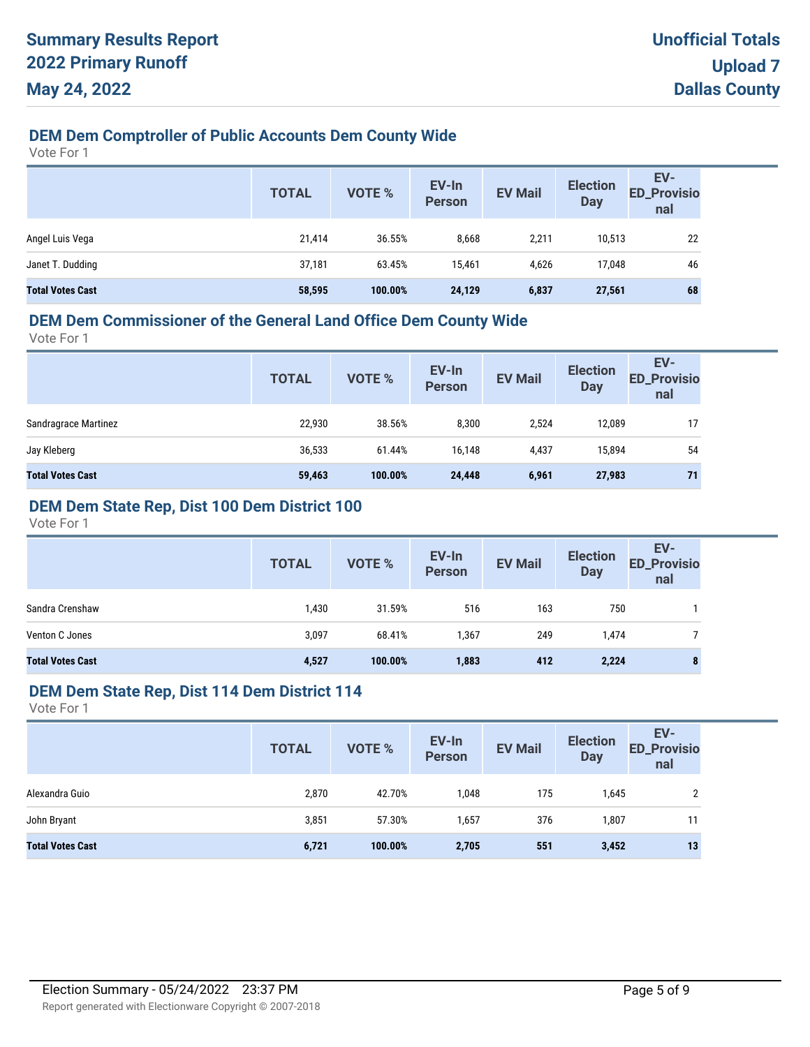# Summary Results Report
# 2022 Primary Runoff
# May 24, 2022

**Unofficial Totals**
**Upload 7**
**Dallas County**

## DEM Dem Comptroller of Public Accounts Dem County Wide

Vote For 1

| | TOTAL | VOTE % | EV-In Person | EV Mail | Election Day | EV-ED_Provisional |
|---|---|---|---|---|---|---|
| Angel Luis Vega | 21,414 | 36.55% | 8,668 | 2,211 | 10,513 | 22 |
| Janet T. Dudding | 37,181 | 63.45% | 15,461 | 4,626 | 17,048 | 46 |
| **Total Votes Cast** | **58,595** | **100.00%** | **24,129** | **6,837** | **27,561** | **68** |

## DEM Dem Commissioner of the General Land Office Dem County Wide

Vote For 1

| | TOTAL | VOTE % | EV-In Person | EV Mail | Election Day | EV-ED_Provisional |
|---|---|---|---|---|---|---|
| Sandragrace Martinez | 22,930 | 38.56% | 8,300 | 2,524 | 12,089 | 17 |
| Jay Kleberg | 36,533 | 61.44% | 16,148 | 4,437 | 15,894 | 54 |
| **Total Votes Cast** | **59,463** | **100.00%** | **24,448** | **6,961** | **27,983** | **71** |

## DEM Dem State Rep, Dist 100 Dem District 100

Vote For 1

| | TOTAL | VOTE % | EV-In Person | EV Mail | Election Day | EV-ED_Provisional |
|---|---|---|---|---|---|---|
| Sandra Crenshaw | 1,430 | 31.59% | 516 | 163 | 750 | 1 |
| Venton C Jones | 3,097 | 68.41% | 1,367 | 249 | 1,474 | 7 |
| **Total Votes Cast** | **4,527** | **100.00%** | **1,883** | **412** | **2,224** | **8** |

## DEM Dem State Rep, Dist 114 Dem District 114

Vote For 1

| | TOTAL | VOTE % | EV-In Person | EV Mail | Election Day | EV-ED_Provisional |
|---|---|---|---|---|---|---|
| Alexandra Guio | 2,870 | 42.70% | 1,048 | 175 | 1,645 | 2 |
| John Bryant | 3,851 | 57.30% | 1,657 | 376 | 1,807 | 11 |
| **Total Votes Cast** | **6,721** | **100.00%** | **2,705** | **551** | **3,452** | **13** |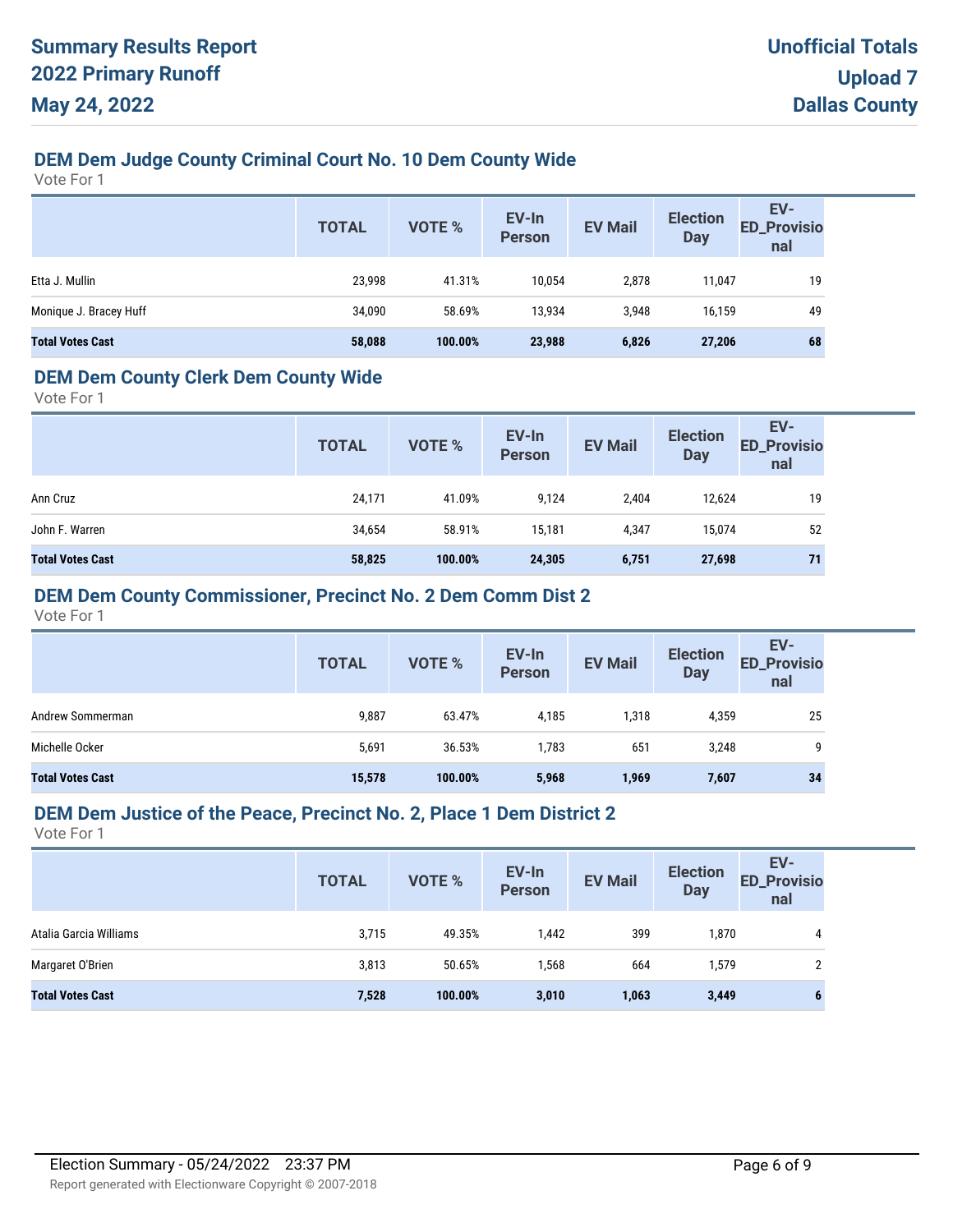## DEM Dem Judge County Criminal Court No. 10 Dem County Wide

Vote For 1

| | TOTAL | VOTE % | EV-In Person | EV Mail | Election Day | EV-ED_Provisional |
|---|---|---|---|---|---|---|
| Etta J. Mullin | 23,998 | 41.31% | 10,054 | 2,878 | 11,047 | 19 |
| Monique J. Bracey Huff | 34,090 | 58.69% | 13,934 | 3,948 | 16,159 | 49 |
| **Total Votes Cast** | **58,088** | **100.00%** | **23,988** | **6,826** | **27,206** | **68** |

## DEM Dem County Clerk Dem County Wide

Vote For 1

| | TOTAL | VOTE % | EV-In Person | EV Mail | Election Day | EV-ED_Provisional |
|---|---|---|---|---|---|---|
| Ann Cruz | 24,171 | 41.09% | 9,124 | 2,404 | 12,624 | 19 |
| John F. Warren | 34,654 | 58.91% | 15,181 | 4,347 | 15,074 | 52 |
| **Total Votes Cast** | **58,825** | **100.00%** | **24,305** | **6,751** | **27,698** | **71** |

## DEM Dem County Commissioner, Precinct No. 2 Dem Comm Dist 2

Vote For 1

| | TOTAL | VOTE % | EV-In Person | EV Mail | Election Day | EV-ED_Provisional |
|---|---|---|---|---|---|---|
| Andrew Sommerman | 9,887 | 63.47% | 4,185 | 1,318 | 4,359 | 25 |
| Michelle Ocker | 5,691 | 36.53% | 1,783 | 651 | 3,248 | 9 |
| **Total Votes Cast** | **15,578** | **100.00%** | **5,968** | **1,969** | **7,607** | **34** |

## DEM Dem Justice of the Peace, Precinct No. 2, Place 1 Dem District 2

Vote For 1

| | TOTAL | VOTE % | EV-In Person | EV Mail | Election Day | EV-ED_Provisional |
|---|---|---|---|---|---|---|
| Atalia Garcia Williams | 3,715 | 49.35% | 1,442 | 399 | 1,870 | 4 |
| Margaret O'Brien | 3,813 | 50.65% | 1,568 | 664 | 1,579 | 2 |
| **Total Votes Cast** | **7,528** | **100.00%** | **3,010** | **1,063** | **3,449** | **6** |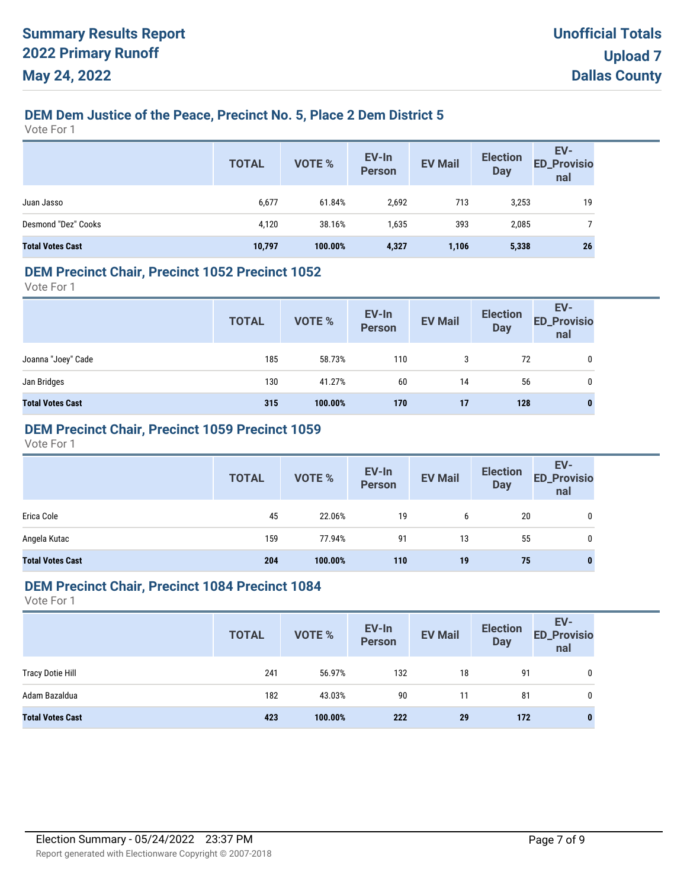**Summary Results Report**
**2022 Primary Runoff**
**May 24, 2022**

**Unofficial Totals**
**Upload 7**
**Dallas County**

### DEM Dem Justice of the Peace, Precinct No. 5, Place 2 Dem District 5

Vote For 1

| | TOTAL | VOTE % | EV-In Person | EV Mail | Election Day | EV-ED_Provisional |
|---|---|---|---|---|---|---|
| Juan Jasso | 6,677 | 61.84% | 2,692 | 713 | 3,253 | 19 |
| Desmond "Dez" Cooks | 4,120 | 38.16% | 1,635 | 393 | 2,085 | 7 |
| **Total Votes Cast** | **10,797** | **100.00%** | **4,327** | **1,106** | **5,338** | **26** |

### DEM Precinct Chair, Precinct 1052 Precinct 1052

Vote For 1

| | TOTAL | VOTE % | EV-In Person | EV Mail | Election Day | EV-ED_Provisional |
|---|---|---|---|---|---|---|
| Joanna "Joey" Cade | 185 | 58.73% | 110 | 3 | 72 | 0 |
| Jan Bridges | 130 | 41.27% | 60 | 14 | 56 | 0 |
| **Total Votes Cast** | **315** | **100.00%** | **170** | **17** | **128** | **0** |

### DEM Precinct Chair, Precinct 1059 Precinct 1059

Vote For 1

| | TOTAL | VOTE % | EV-In Person | EV Mail | Election Day | EV-ED_Provisional |
|---|---|---|---|---|---|---|
| Erica Cole | 45 | 22.06% | 19 | 6 | 20 | 0 |
| Angela Kutac | 159 | 77.94% | 91 | 13 | 55 | 0 |
| **Total Votes Cast** | **204** | **100.00%** | **110** | **19** | **75** | **0** |

### DEM Precinct Chair, Precinct 1084 Precinct 1084

Vote For 1

| | TOTAL | VOTE % | EV-In Person | EV Mail | Election Day | EV-ED_Provisional |
|---|---|---|---|---|---|---|
| Tracy Dotie Hill | 241 | 56.97% | 132 | 18 | 91 | 0 |
| Adam Bazaldua | 182 | 43.03% | 90 | 11 | 81 | 0 |
| **Total Votes Cast** | **423** | **100.00%** | **222** | **29** | **172** | **0** |

Election Summary - 05/24/2022 23:37 PM

Report generated with Electionware Copyright © 2007-2018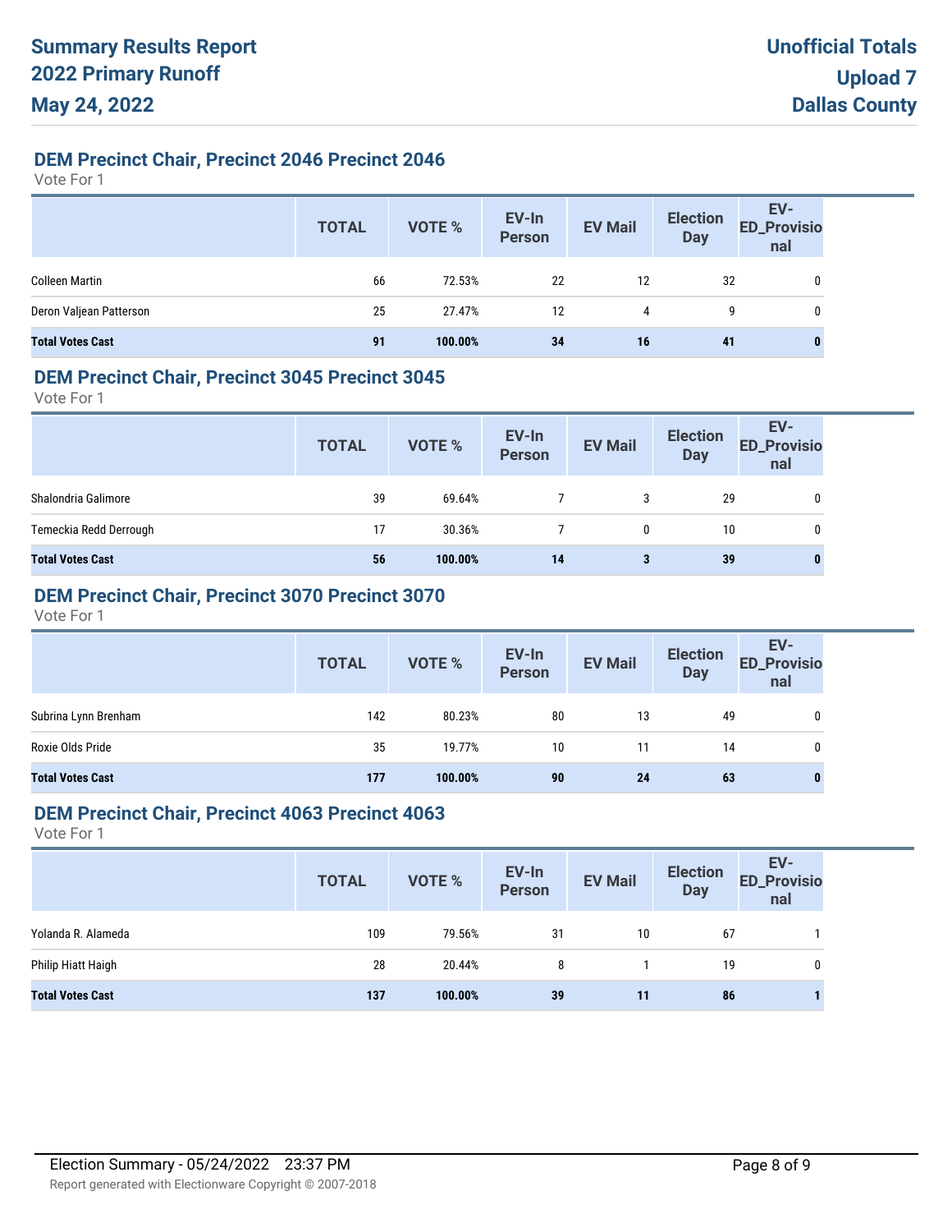# Summary Results Report
# 2022 Primary Runoff
# May 24, 2022

**Unofficial Totals**
**Upload 7**
**Dallas County**

## DEM Precinct Chair, Precinct 2046 Precinct 2046

Vote For 1

| | TOTAL | VOTE % | EV-In Person | EV Mail | Election Day | EV-ED_Provisional |
|---|---|---|---|---|---|---|
| Colleen Martin | 66 | 72.53% | 22 | 12 | 32 | 0 |
| Deron Valjean Patterson | 25 | 27.47% | 12 | 4 | 9 | 0 |
| **Total Votes Cast** | **91** | **100.00%** | **34** | **16** | **41** | **0** |

## DEM Precinct Chair, Precinct 3045 Precinct 3045

Vote For 1

| | TOTAL | VOTE % | EV-In Person | EV Mail | Election Day | EV-ED_Provisional |
|---|---|---|---|---|---|---|
| Shalondria Galimore | 39 | 69.64% | 7 | 3 | 29 | 0 |
| Temeckia Redd Derrough | 17 | 30.36% | 7 | 0 | 10 | 0 |
| **Total Votes Cast** | **56** | **100.00%** | **14** | **3** | **39** | **0** |

## DEM Precinct Chair, Precinct 3070 Precinct 3070

Vote For 1

| | TOTAL | VOTE % | EV-In Person | EV Mail | Election Day | EV-ED_Provisional |
|---|---|---|---|---|---|---|
| Subrina Lynn Brenham | 142 | 80.23% | 80 | 13 | 49 | 0 |
| Roxie Olds Pride | 35 | 19.77% | 10 | 11 | 14 | 0 |
| **Total Votes Cast** | **177** | **100.00%** | **90** | **24** | **63** | **0** |

## DEM Precinct Chair, Precinct 4063 Precinct 4063

Vote For 1

| | TOTAL | VOTE % | EV-In Person | EV Mail | Election Day | EV-ED_Provisional |
|---|---|---|---|---|---|---|
| Yolanda R. Alameda | 109 | 79.56% | 31 | 10 | 67 | 1 |
| Philip Hiatt Haigh | 28 | 20.44% | 8 | 1 | 19 | 0 |
| **Total Votes Cast** | **137** | **100.00%** | **39** | **11** | **86** | **1** |

Election Summary - 05/24/2022 23:37 PM

Report generated with Electionware Copyright © 2007-2018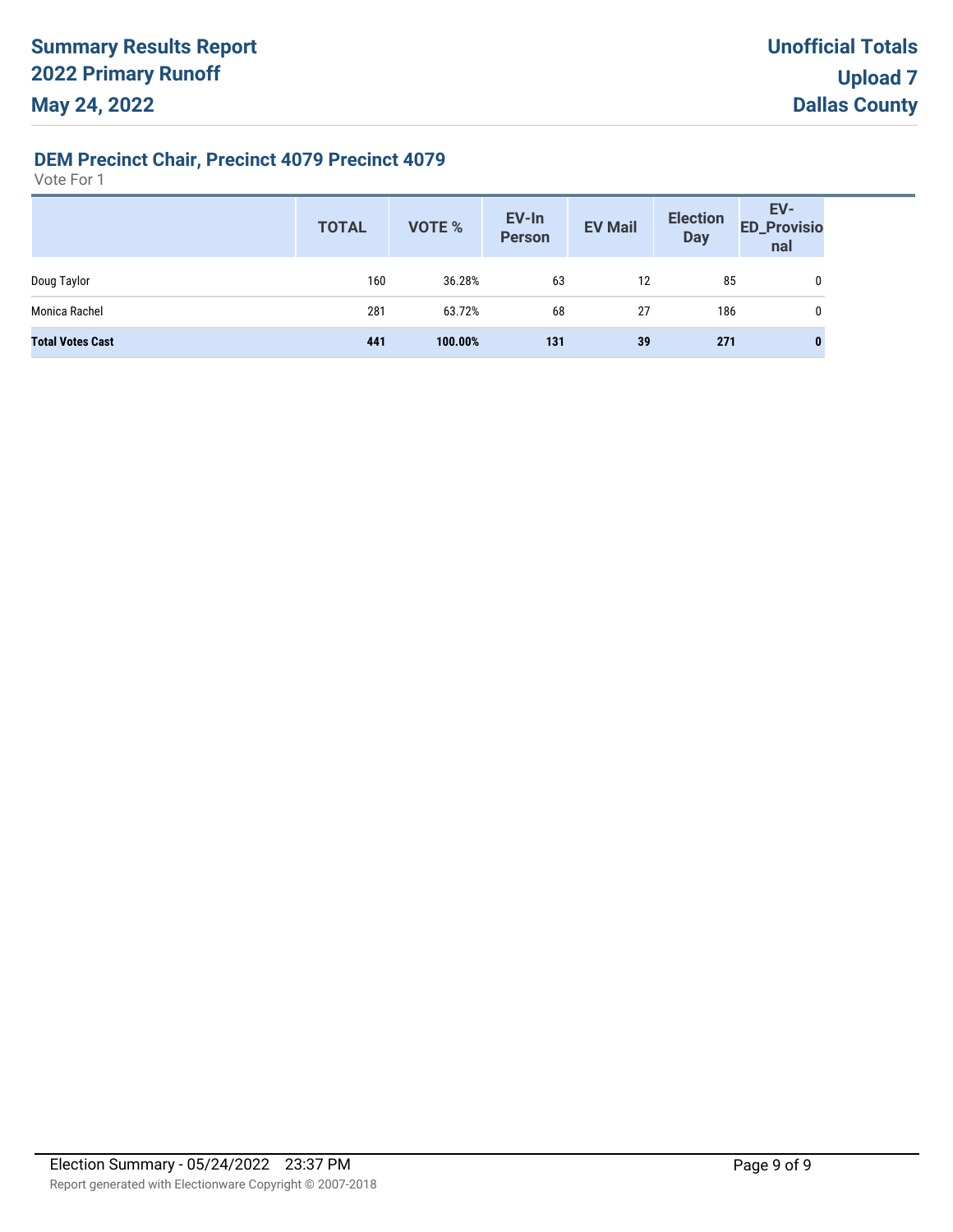## DEM Precinct Chair, Precinct 4079 Precinct 4079

Vote For 1

| | TOTAL | VOTE % | EV-In Person | EV Mail | Election Day | EV-ED_Provisional |
|---|---|---|---|---|---|---|
| Doug Taylor | 160 | 36.28% | 63 | 12 | 85 | 0 |
| Monica Rachel | 281 | 63.72% | 68 | 27 | 186 | 0 |
| **Total Votes Cast** | **441** | **100.00%** | **131** | **39** | **271** | **0** |